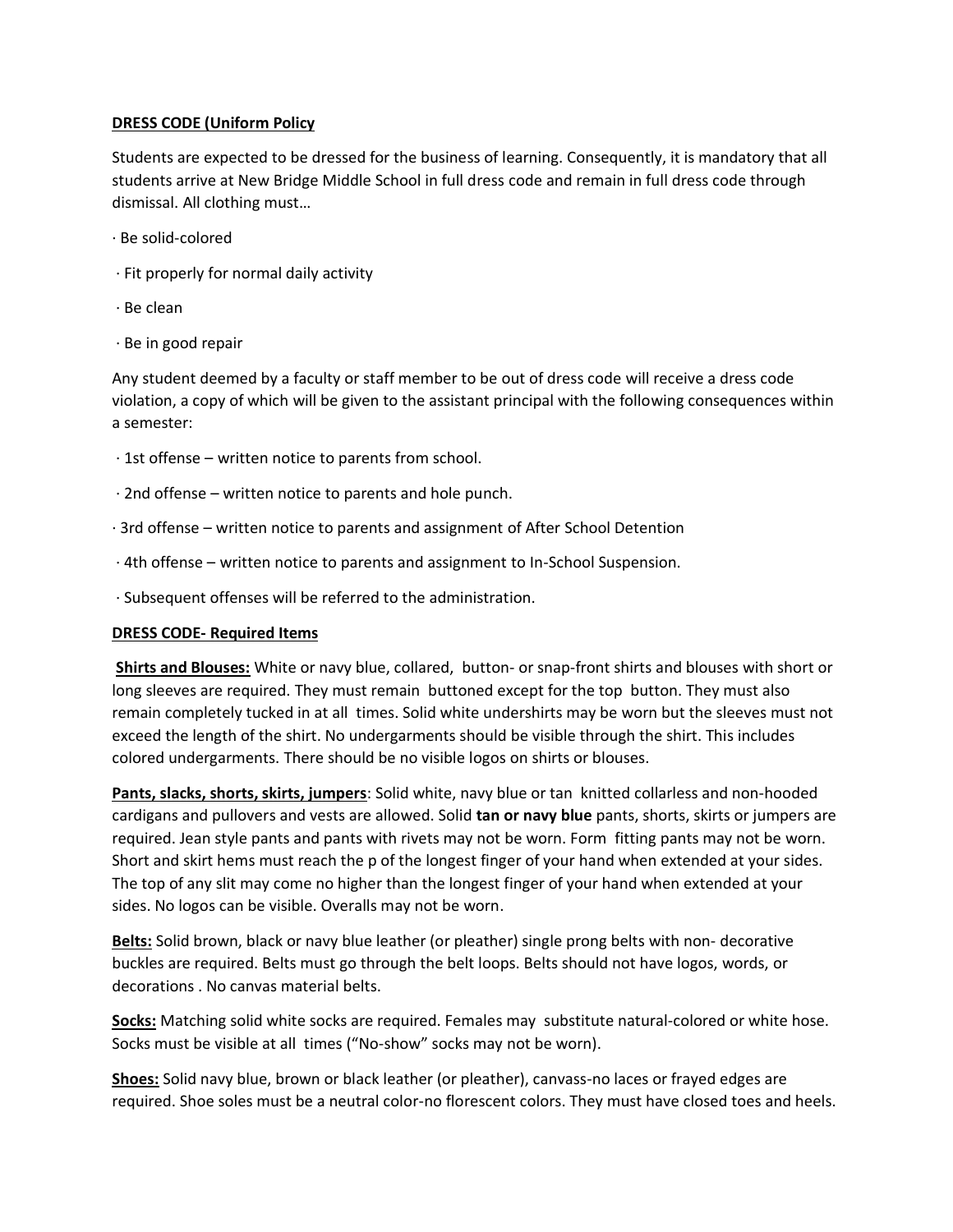**DRESS CODE (Uniform Policy**

Students are expected to be dressed for the business of learning. Consequently, it is mandatory that all students arrive at New Bridge Middle School in full dress code and remain in full dress code through dismissal. All clothing must…

· Be solid-colored

· Fit properly for normal daily activity

· Be clean

· Be in good repair

Any student deemed by a faculty or staff member to be out of dress code will receive a dress code violation, a copy of which will be given to the assistant principal with the following consequences within a semester:

· 1st offense – written notice to parents from school.

· 2nd offense – written notice to parents and hole punch.

· 3rd offense – written notice to parents and assignment of After School Detention

· 4th offense – written notice to parents and assignment to In-School Suspension.

· Subsequent offenses will be referred to the administration.

**DRESS CODE- Required Items**

**Shirts and Blouses:** White or navy blue, collared, button- or snap-front shirts and blouses with short or long sleeves are required. They must remain buttoned except for the top button. They must also remain completely tucked in at all times. Solid white undershirts may be worn but the sleeves must not exceed the length of the shirt. No undergarments should be visible through the shirt. This includes colored undergarments. There should be no visible logos on shirts or blouses.

**Pants, slacks, shorts, skirts, jumpers**: Solid white, navy blue or tan knitted collarless and non-hooded cardigans and pullovers and vests are allowed. Solid **tan or navy blue** pants, shorts, skirts or jumpers are required. Jean style pants and pants with rivets may not be worn. Form fitting pants may not be worn. Short and skirt hems must reach the p of the longest finger of your hand when extended at your sides. The top of any slit may come no higher than the longest finger of your hand when extended at your sides. No logos can be visible. Overalls may not be worn.

**Belts:** Solid brown, black or navy blue leather (or pleather) single prong belts with non- decorative buckles are required. Belts must go through the belt loops. Belts should not have logos, words, or decorations . No canvas material belts.

**Socks:** Matching solid white socks are required. Females may substitute natural-colored or white hose. Socks must be visible at all times ("No-show" socks may not be worn).

**Shoes:** Solid navy blue, brown or black leather (or pleather), canvass-no laces or frayed edges are required. Shoe soles must be a neutral color-no florescent colors. They must have closed toes and heels.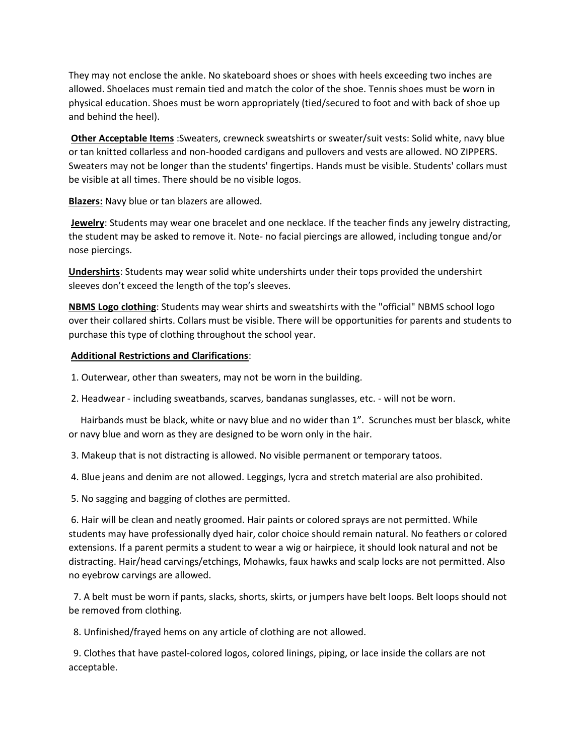They may not enclose the ankle. No skateboard shoes or shoes with heels exceeding two inches are allowed. Shoelaces must remain tied and match the color of the shoe. Tennis shoes must be worn in physical education. Shoes must be worn appropriately (tied/secured to foot and with back of shoe up and behind the heel).

**Other Acceptable Items** :Sweaters, crewneck sweatshirts or sweater/suit vests: Solid white, navy blue or tan knitted collarless and non-hooded cardigans and pullovers and vests are allowed. NO ZIPPERS. Sweaters may not be longer than the students' fingertips. Hands must be visible. Students' collars must be visible at all times. There should be no visible logos.

**Blazers:** Navy blue or tan blazers are allowed.

**Jewelry**: Students may wear one bracelet and one necklace. If the teacher finds any jewelry distracting, the student may be asked to remove it. Note- no facial piercings are allowed, including tongue and/or nose piercings.

**Undershirts**: Students may wear solid white undershirts under their tops provided the undershirt sleeves don't exceed the length of the top's sleeves.

**NBMS Logo clothing**: Students may wear shirts and sweatshirts with the "official" NBMS school logo over their collared shirts. Collars must be visible. There will be opportunities for parents and students to purchase this type of clothing throughout the school year.

**Additional Restrictions and Clarifications**:

1. Outerwear, other than sweaters, may not be worn in the building.

2. Headwear - including sweatbands, scarves, bandanas sunglasses, etc. - will not be worn.

   Hairbands must be black, white or navy blue and no wider than 1". Scrunches must ber blasck, white or navy blue and worn as they are designed to be worn only in the hair.

3. Makeup that is not distracting is allowed. No visible permanent or temporary tatoos.

4. Blue jeans and denim are not allowed. Leggings, lycra and stretch material are also prohibited.

5. No sagging and bagging of clothes are permitted.

6. Hair will be clean and neatly groomed. Hair paints or colored sprays are not permitted. While students may have professionally dyed hair, color choice should remain natural. No feathers or colored extensions. If a parent permits a student to wear a wig or hairpiece, it should look natural and not be distracting. Hair/head carvings/etchings, Mohawks, faux hawks and scalp locks are not permitted. Also no eyebrow carvings are allowed.

7. A belt must be worn if pants, slacks, shorts, skirts, or jumpers have belt loops. Belt loops should not be removed from clothing.

8. Unfinished/frayed hems on any article of clothing are not allowed.

9. Clothes that have pastel-colored logos, colored linings, piping, or lace inside the collars are not acceptable.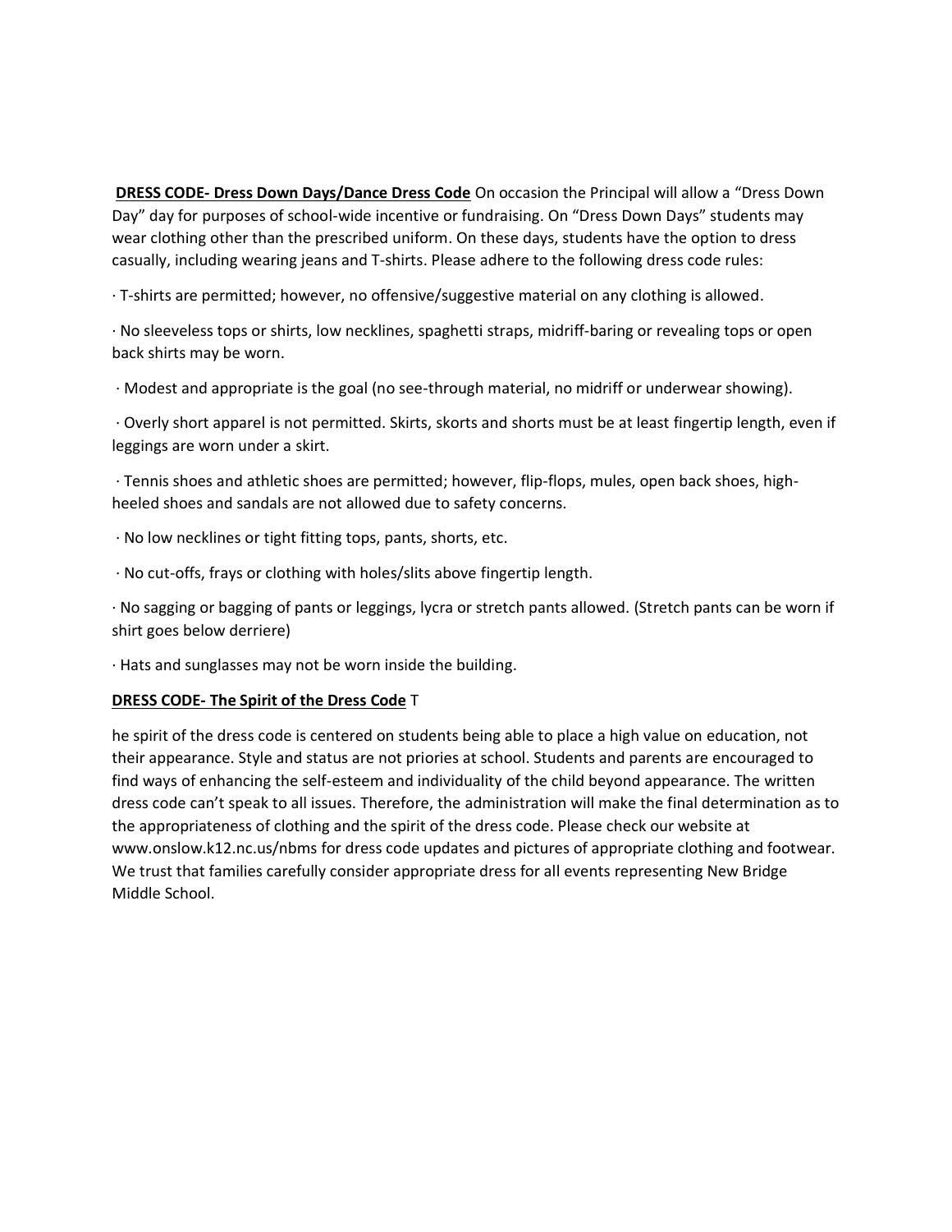**DRESS CODE- Dress Down Days/Dance Dress Code** On occasion the Principal will allow a "Dress Down Day" day for purposes of school-wide incentive or fundraising. On "Dress Down Days" students may wear clothing other than the prescribed uniform. On these days, students have the option to dress casually, including wearing jeans and T-shirts. Please adhere to the following dress code rules:

· T-shirts are permitted; however, no offensive/suggestive material on any clothing is allowed.

· No sleeveless tops or shirts, low necklines, spaghetti straps, midriff-baring or revealing tops or open back shirts may be worn.

· Modest and appropriate is the goal (no see-through material, no midriff or underwear showing).

· Overly short apparel is not permitted. Skirts, skorts and shorts must be at least fingertip length, even if leggings are worn under a skirt.

· Tennis shoes and athletic shoes are permitted; however, flip-flops, mules, open back shoes, high-heeled shoes and sandals are not allowed due to safety concerns.

· No low necklines or tight fitting tops, pants, shorts, etc.

· No cut-offs, frays or clothing with holes/slits above fingertip length.

· No sagging or bagging of pants or leggings, lycra or stretch pants allowed. (Stretch pants can be worn if shirt goes below derriere)

· Hats and sunglasses may not be worn inside the building.

**DRESS CODE- The Spirit of the Dress Code** T

he spirit of the dress code is centered on students being able to place a high value on education, not their appearance. Style and status are not priories at school. Students and parents are encouraged to find ways of enhancing the self-esteem and individuality of the child beyond appearance. The written dress code can't speak to all issues. Therefore, the administration will make the final determination as to the appropriateness of clothing and the spirit of the dress code. Please check our website at www.onslow.k12.nc.us/nbms for dress code updates and pictures of appropriate clothing and footwear. We trust that families carefully consider appropriate dress for all events representing New Bridge Middle School.